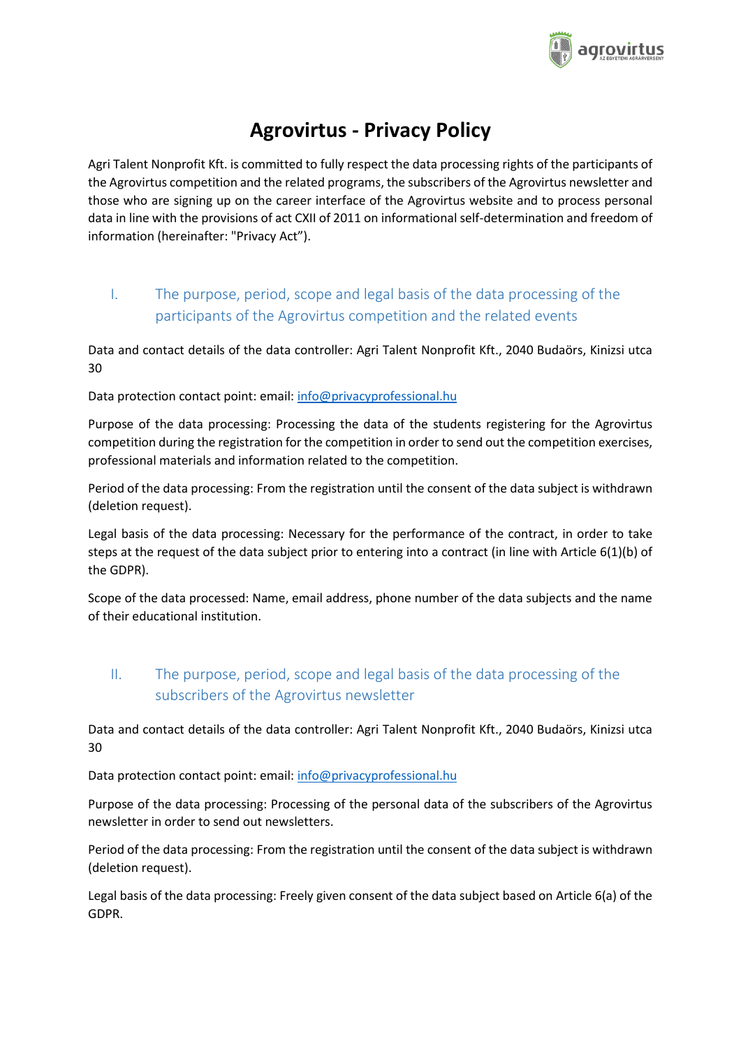# Agrovirtus - Privacy Policy

Agri Talent Nonprofit Kft. is committed to fully respect the data processing rights of the participants of the Agrovirtus competition and the related programs, the subscribers of the Agrovirtus newsletter and those who are signing up on the career interface of the Agrovirtus website and to process personal data in line with the provisions of act CXII of 2011 on informational self-determination and freedom of information (hereinafter: "Privacy Act").

## I. The purpose, period, scope and legal basis of the data processing of the participants of the Agrovirtus competition and the related events

Data and contact details of the data controller: Agri Talent Nonprofit Kft., 2040 Budaörs, Kinizsi utca 30

Data protection contact point: email: info@privacyprofessional.hu

Purpose of the data processing: Processing the data of the students registering for the Agrovirtus competition during the registration for the competition in order to send out the competition exercises, professional materials and information related to the competition.

Period of the data processing: From the registration until the consent of the data subject is withdrawn (deletion request).

Legal basis of the data processing: Necessary for the performance of the contract, in order to take steps at the request of the data subject prior to entering into a contract (in line with Article 6(1)(b) of the GDPR).

Scope of the data processed: Name, email address, phone number of the data subjects and the name of their educational institution.

## II. The purpose, period, scope and legal basis of the data processing of the subscribers of the Agrovirtus newsletter

Data and contact details of the data controller: Agri Talent Nonprofit Kft., 2040 Budaörs, Kinizsi utca 30

Data protection contact point: email: info@privacyprofessional.hu

Purpose of the data processing: Processing of the personal data of the subscribers of the Agrovirtus newsletter in order to send out newsletters.

Period of the data processing: From the registration until the consent of the data subject is withdrawn (deletion request).

Legal basis of the data processing: Freely given consent of the data subject based on Article 6(a) of the GDPR.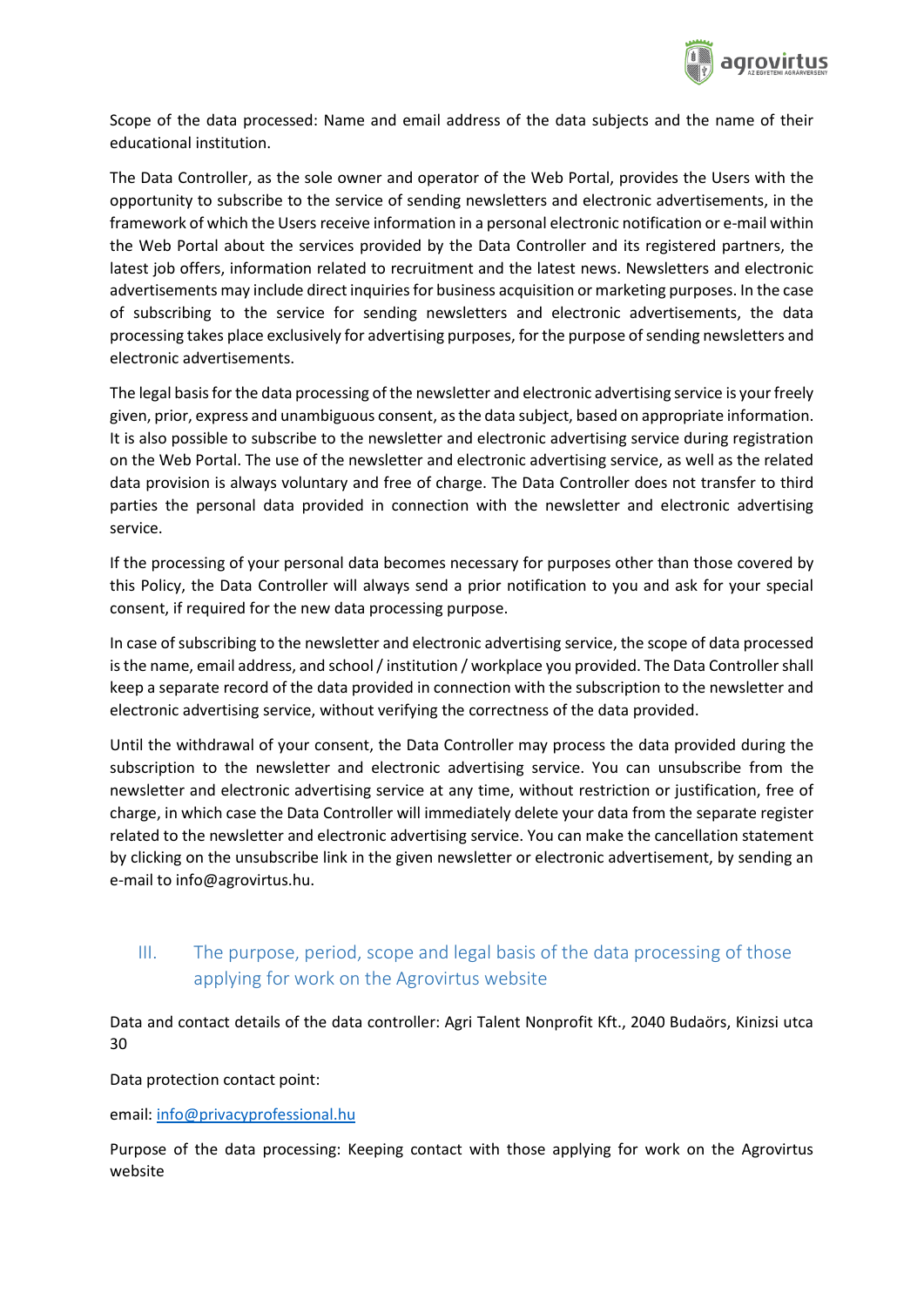Scope of the data processed: Name and email address of the data subjects and the name of their educational institution.

The Data Controller, as the sole owner and operator of the Web Portal, provides the Users with the opportunity to subscribe to the service of sending newsletters and electronic advertisements, in the framework of which the Users receive information in a personal electronic notification or e-mail within the Web Portal about the services provided by the Data Controller and its registered partners, the latest job offers, information related to recruitment and the latest news. Newsletters and electronic advertisements may include direct inquiries for business acquisition or marketing purposes. In the case of subscribing to the service for sending newsletters and electronic advertisements, the data processing takes place exclusively for advertising purposes, for the purpose of sending newsletters and electronic advertisements.

The legal basis for the data processing of the newsletter and electronic advertising service is your freely given, prior, express and unambiguous consent, as the data subject, based on appropriate information. It is also possible to subscribe to the newsletter and electronic advertising service during registration on the Web Portal. The use of the newsletter and electronic advertising service, as well as the related data provision is always voluntary and free of charge. The Data Controller does not transfer to third parties the personal data provided in connection with the newsletter and electronic advertising service.

If the processing of your personal data becomes necessary for purposes other than those covered by this Policy, the Data Controller will always send a prior notification to you and ask for your special consent, if required for the new data processing purpose.

In case of subscribing to the newsletter and electronic advertising service, the scope of data processed is the name, email address, and school / institution / workplace you provided. The Data Controller shall keep a separate record of the data provided in connection with the subscription to the newsletter and electronic advertising service, without verifying the correctness of the data provided.

Until the withdrawal of your consent, the Data Controller may process the data provided during the subscription to the newsletter and electronic advertising service. You can unsubscribe from the newsletter and electronic advertising service at any time, without restriction or justification, free of charge, in which case the Data Controller will immediately delete your data from the separate register related to the newsletter and electronic advertising service. You can make the cancellation statement by clicking on the unsubscribe link in the given newsletter or electronic advertisement, by sending an e-mail to info@agrovirtus.hu.

## III. The purpose, period, scope and legal basis of the data processing of those applying for work on the Agrovirtus website

Data and contact details of the data controller: Agri Talent Nonprofit Kft., 2040 Budaörs, Kinizsi utca 30

Data protection contact point:

email: info@privacyprofessional.hu

Purpose of the data processing: Keeping contact with those applying for work on the Agrovirtus website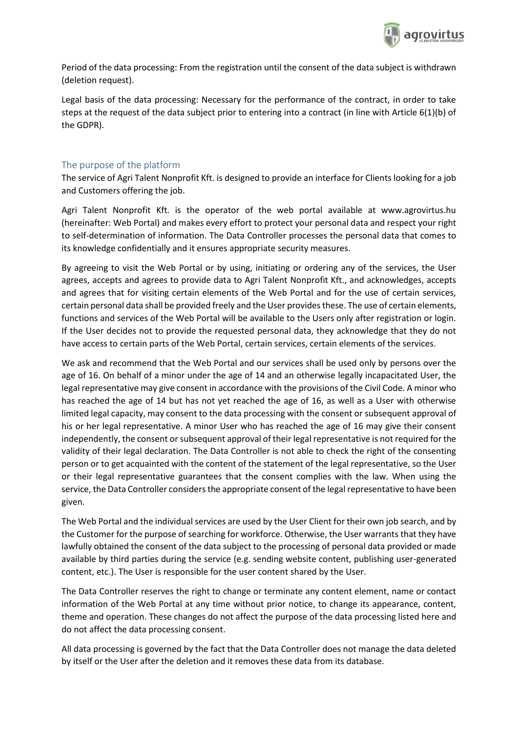Period of the data processing: From the registration until the consent of the data subject is withdrawn (deletion request).

Legal basis of the data processing: Necessary for the performance of the contract, in order to take steps at the request of the data subject prior to entering into a contract (in line with Article 6(1)(b) of the GDPR).

## The purpose of the platform

The service of Agri Talent Nonprofit Kft. is designed to provide an interface for Clients looking for a job and Customers offering the job.

Agri Talent Nonprofit Kft. is the operator of the web portal available at www.agrovirtus.hu (hereinafter: Web Portal) and makes every effort to protect your personal data and respect your right to self-determination of information. The Data Controller processes the personal data that comes to its knowledge confidentially and it ensures appropriate security measures.

By agreeing to visit the Web Portal or by using, initiating or ordering any of the services, the User agrees, accepts and agrees to provide data to Agri Talent Nonprofit Kft., and acknowledges, accepts and agrees that for visiting certain elements of the Web Portal and for the use of certain services, certain personal data shall be provided freely and the User provides these. The use of certain elements, functions and services of the Web Portal will be available to the Users only after registration or login. If the User decides not to provide the requested personal data, they acknowledge that they do not have access to certain parts of the Web Portal, certain services, certain elements of the services.

We ask and recommend that the Web Portal and our services shall be used only by persons over the age of 16. On behalf of a minor under the age of 14 and an otherwise legally incapacitated User, the legal representative may give consent in accordance with the provisions of the Civil Code. A minor who has reached the age of 14 but has not yet reached the age of 16, as well as a User with otherwise limited legal capacity, may consent to the data processing with the consent or subsequent approval of his or her legal representative. A minor User who has reached the age of 16 may give their consent independently, the consent or subsequent approval of their legal representative is not required for the validity of their legal declaration. The Data Controller is not able to check the right of the consenting person or to get acquainted with the content of the statement of the legal representative, so the User or their legal representative guarantees that the consent complies with the law. When using the service, the Data Controller considers the appropriate consent of the legal representative to have been given.

The Web Portal and the individual services are used by the User Client for their own job search, and by the Customer for the purpose of searching for workforce. Otherwise, the User warrants that they have lawfully obtained the consent of the data subject to the processing of personal data provided or made available by third parties during the service (e.g. sending website content, publishing user-generated content, etc.). The User is responsible for the user content shared by the User.

The Data Controller reserves the right to change or terminate any content element, name or contact information of the Web Portal at any time without prior notice, to change its appearance, content, theme and operation. These changes do not affect the purpose of the data processing listed here and do not affect the data processing consent.

All data processing is governed by the fact that the Data Controller does not manage the data deleted by itself or the User after the deletion and it removes these data from its database.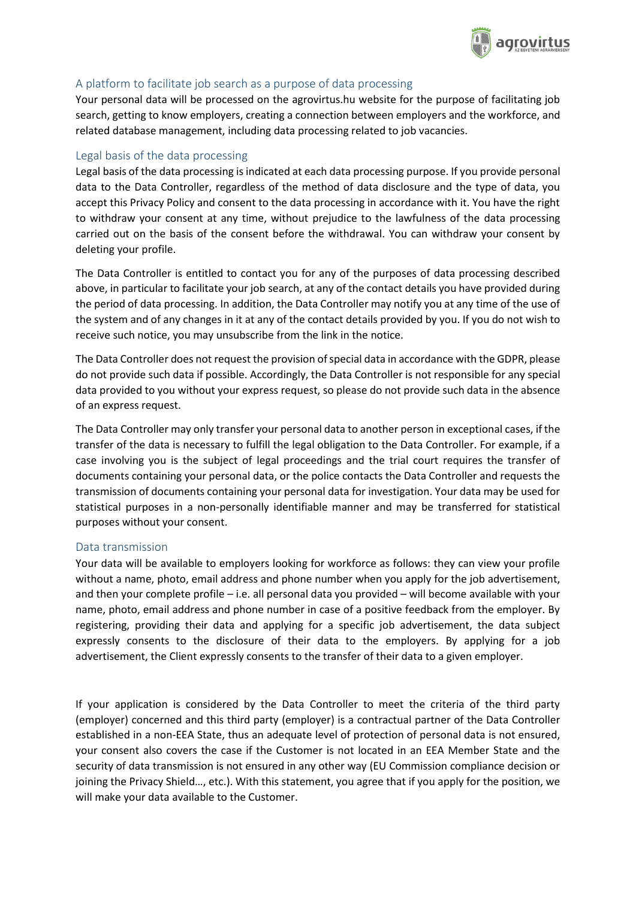## A platform to facilitate job search as a purpose of data processing

Your personal data will be processed on the agrovirtus.hu website for the purpose of facilitating job search, getting to know employers, creating a connection between employers and the workforce, and related database management, including data processing related to job vacancies.

## Legal basis of the data processing

Legal basis of the data processing is indicated at each data processing purpose. If you provide personal data to the Data Controller, regardless of the method of data disclosure and the type of data, you accept this Privacy Policy and consent to the data processing in accordance with it. You have the right to withdraw your consent at any time, without prejudice to the lawfulness of the data processing carried out on the basis of the consent before the withdrawal. You can withdraw your consent by deleting your profile.

The Data Controller is entitled to contact you for any of the purposes of data processing described above, in particular to facilitate your job search, at any of the contact details you have provided during the period of data processing. In addition, the Data Controller may notify you at any time of the use of the system and of any changes in it at any of the contact details provided by you. If you do not wish to receive such notice, you may unsubscribe from the link in the notice.

The Data Controller does not request the provision of special data in accordance with the GDPR, please do not provide such data if possible. Accordingly, the Data Controller is not responsible for any special data provided to you without your express request, so please do not provide such data in the absence of an express request.

The Data Controller may only transfer your personal data to another person in exceptional cases, if the transfer of the data is necessary to fulfill the legal obligation to the Data Controller. For example, if a case involving you is the subject of legal proceedings and the trial court requires the transfer of documents containing your personal data, or the police contacts the Data Controller and requests the transmission of documents containing your personal data for investigation. Your data may be used for statistical purposes in a non-personally identifiable manner and may be transferred for statistical purposes without your consent.

## Data transmission

Your data will be available to employers looking for workforce as follows: they can view your profile without a name, photo, email address and phone number when you apply for the job advertisement, and then your complete profile – i.e. all personal data you provided – will become available with your name, photo, email address and phone number in case of a positive feedback from the employer. By registering, providing their data and applying for a specific job advertisement, the data subject expressly consents to the disclosure of their data to the employers. By applying for a job advertisement, the Client expressly consents to the transfer of their data to a given employer.

If your application is considered by the Data Controller to meet the criteria of the third party (employer) concerned and this third party (employer) is a contractual partner of the Data Controller established in a non-EEA State, thus an adequate level of protection of personal data is not ensured, your consent also covers the case if the Customer is not located in an EEA Member State and the security of data transmission is not ensured in any other way (EU Commission compliance decision or joining the Privacy Shield…, etc.). With this statement, you agree that if you apply for the position, we will make your data available to the Customer.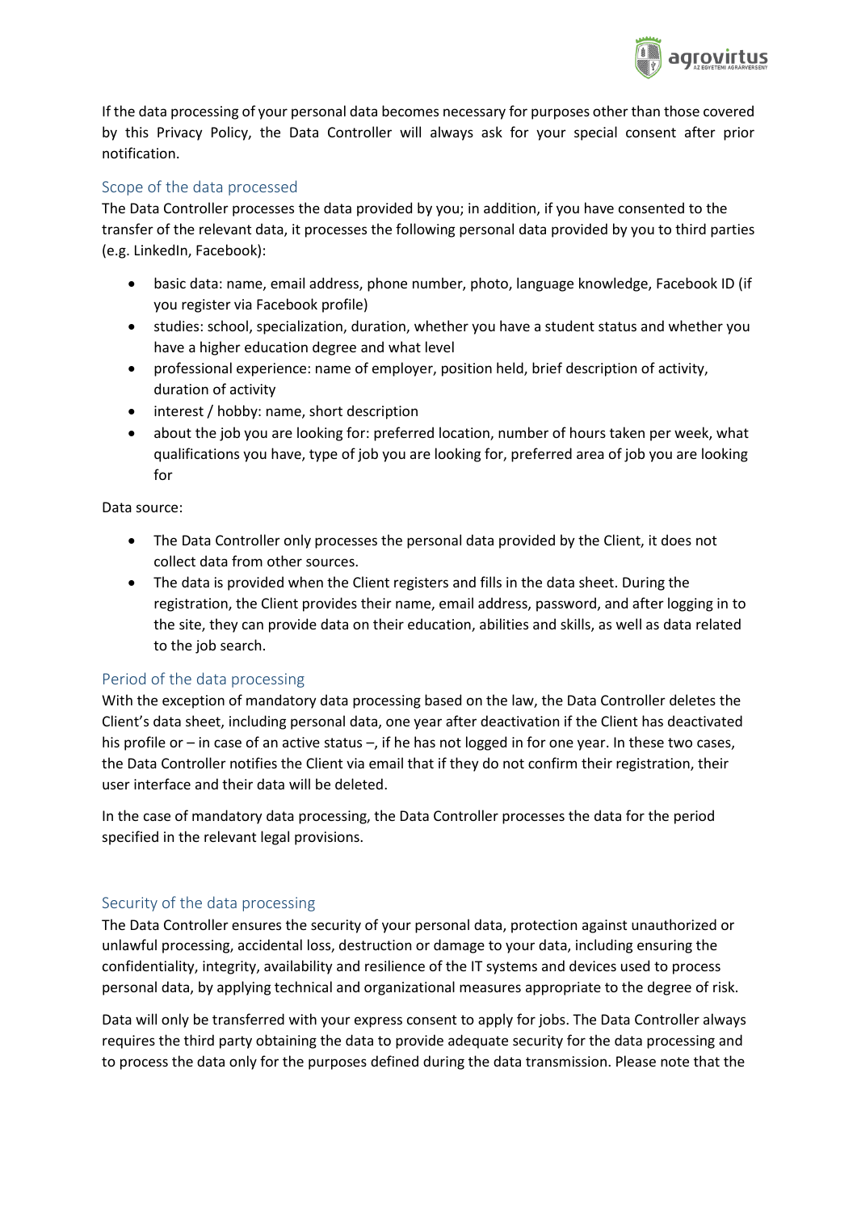If the data processing of your personal data becomes necessary for purposes other than those covered by this Privacy Policy, the Data Controller will always ask for your special consent after prior notification.

## Scope of the data processed

The Data Controller processes the data provided by you; in addition, if you have consented to the transfer of the relevant data, it processes the following personal data provided by you to third parties (e.g. LinkedIn, Facebook):

- basic data: name, email address, phone number, photo, language knowledge, Facebook ID (if you register via Facebook profile)
- studies: school, specialization, duration, whether you have a student status and whether you have a higher education degree and what level
- professional experience: name of employer, position held, brief description of activity, duration of activity
- interest / hobby: name, short description
- about the job you are looking for: preferred location, number of hours taken per week, what qualifications you have, type of job you are looking for, preferred area of job you are looking for

Data source:

- The Data Controller only processes the personal data provided by the Client, it does not collect data from other sources.
- The data is provided when the Client registers and fills in the data sheet. During the registration, the Client provides their name, email address, password, and after logging in to the site, they can provide data on their education, abilities and skills, as well as data related to the job search.

## Period of the data processing

With the exception of mandatory data processing based on the law, the Data Controller deletes the Client's data sheet, including personal data, one year after deactivation if the Client has deactivated his profile or – in case of an active status –, if he has not logged in for one year. In these two cases, the Data Controller notifies the Client via email that if they do not confirm their registration, their user interface and their data will be deleted.

In the case of mandatory data processing, the Data Controller processes the data for the period specified in the relevant legal provisions.

## Security of the data processing

The Data Controller ensures the security of your personal data, protection against unauthorized or unlawful processing, accidental loss, destruction or damage to your data, including ensuring the confidentiality, integrity, availability and resilience of the IT systems and devices used to process personal data, by applying technical and organizational measures appropriate to the degree of risk.

Data will only be transferred with your express consent to apply for jobs. The Data Controller always requires the third party obtaining the data to provide adequate security for the data processing and to process the data only for the purposes defined during the data transmission. Please note that the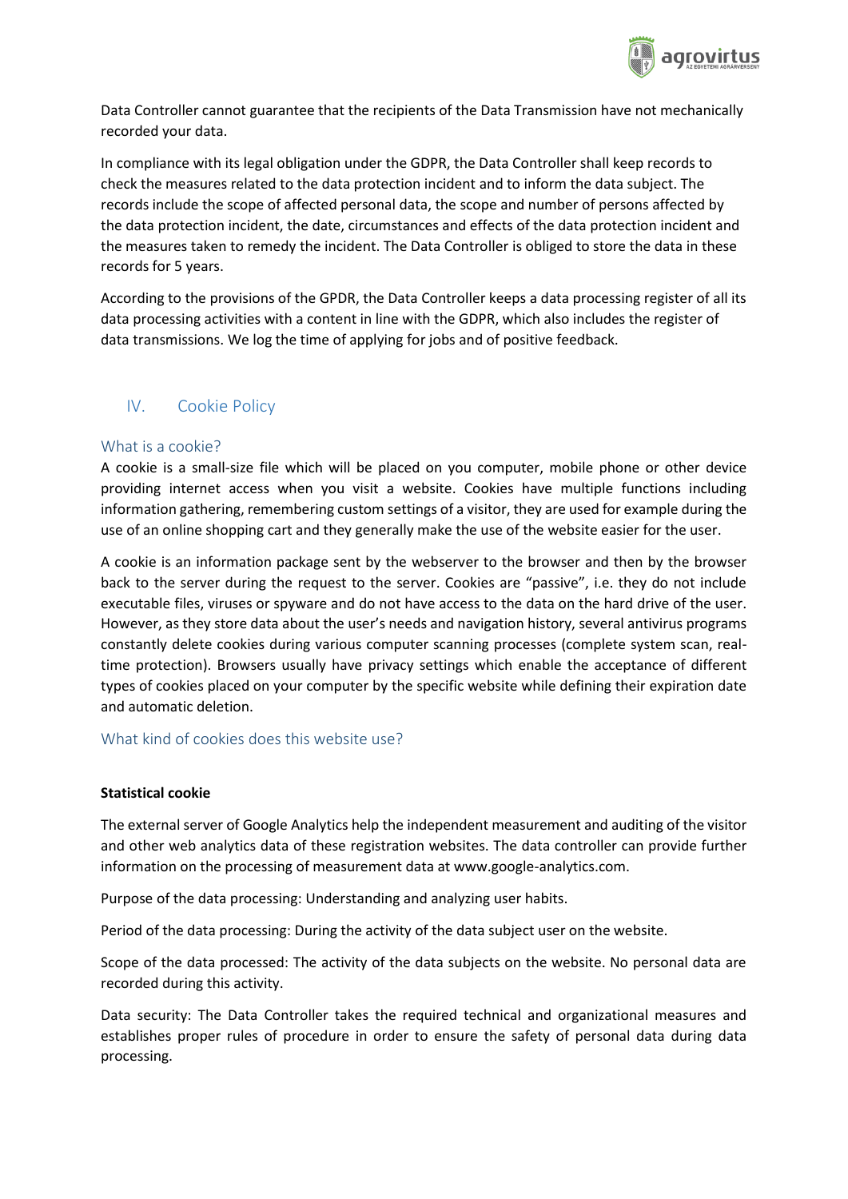Data Controller cannot guarantee that the recipients of the Data Transmission have not mechanically recorded your data.

In compliance with its legal obligation under the GDPR, the Data Controller shall keep records to check the measures related to the data protection incident and to inform the data subject. The records include the scope of affected personal data, the scope and number of persons affected by the data protection incident, the date, circumstances and effects of the data protection incident and the measures taken to remedy the incident. The Data Controller is obliged to store the data in these records for 5 years.

According to the provisions of the GPDR, the Data Controller keeps a data processing register of all its data processing activities with a content in line with the GDPR, which also includes the register of data transmissions. We log the time of applying for jobs and of positive feedback.

## IV. Cookie Policy

### What is a cookie?

A cookie is a small-size file which will be placed on you computer, mobile phone or other device providing internet access when you visit a website. Cookies have multiple functions including information gathering, remembering custom settings of a visitor, they are used for example during the use of an online shopping cart and they generally make the use of the website easier for the user.

A cookie is an information package sent by the webserver to the browser and then by the browser back to the server during the request to the server. Cookies are "passive", i.e. they do not include executable files, viruses or spyware and do not have access to the data on the hard drive of the user. However, as they store data about the user's needs and navigation history, several antivirus programs constantly delete cookies during various computer scanning processes (complete system scan, real-time protection). Browsers usually have privacy settings which enable the acceptance of different types of cookies placed on your computer by the specific website while defining their expiration date and automatic deletion.

### What kind of cookies does this website use?

**Statistical cookie**

The external server of Google Analytics help the independent measurement and auditing of the visitor and other web analytics data of these registration websites. The data controller can provide further information on the processing of measurement data at www.google-analytics.com.

Purpose of the data processing: Understanding and analyzing user habits.

Period of the data processing: During the activity of the data subject user on the website.

Scope of the data processed: The activity of the data subjects on the website. No personal data are recorded during this activity.

Data security: The Data Controller takes the required technical and organizational measures and establishes proper rules of procedure in order to ensure the safety of personal data during data processing.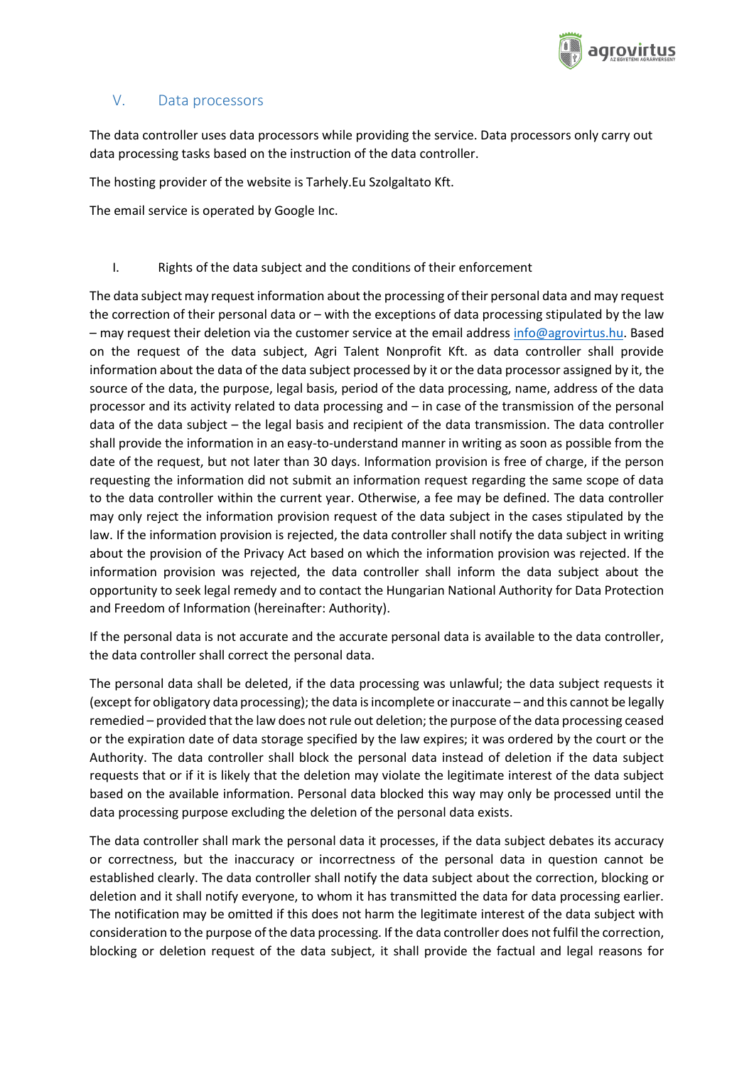## V. Data processors

The data controller uses data processors while providing the service. Data processors only carry out data processing tasks based on the instruction of the data controller.

The hosting provider of the website is Tarhely.Eu Szolgaltato Kft.

The email service is operated by Google Inc.

## I. Rights of the data subject and the conditions of their enforcement

The data subject may request information about the processing of their personal data and may request the correction of their personal data or – with the exceptions of data processing stipulated by the law – may request their deletion via the customer service at the email address info@agrovirtus.hu. Based on the request of the data subject, Agri Talent Nonprofit Kft. as data controller shall provide information about the data of the data subject processed by it or the data processor assigned by it, the source of the data, the purpose, legal basis, period of the data processing, name, address of the data processor and its activity related to data processing and – in case of the transmission of the personal data of the data subject – the legal basis and recipient of the data transmission. The data controller shall provide the information in an easy-to-understand manner in writing as soon as possible from the date of the request, but not later than 30 days. Information provision is free of charge, if the person requesting the information did not submit an information request regarding the same scope of data to the data controller within the current year. Otherwise, a fee may be defined. The data controller may only reject the information provision request of the data subject in the cases stipulated by the law. If the information provision is rejected, the data controller shall notify the data subject in writing about the provision of the Privacy Act based on which the information provision was rejected. If the information provision was rejected, the data controller shall inform the data subject about the opportunity to seek legal remedy and to contact the Hungarian National Authority for Data Protection and Freedom of Information (hereinafter: Authority).

If the personal data is not accurate and the accurate personal data is available to the data controller, the data controller shall correct the personal data.

The personal data shall be deleted, if the data processing was unlawful; the data subject requests it (except for obligatory data processing); the data is incomplete or inaccurate – and this cannot be legally remedied – provided that the law does not rule out deletion; the purpose of the data processing ceased or the expiration date of data storage specified by the law expires; it was ordered by the court or the Authority. The data controller shall block the personal data instead of deletion if the data subject requests that or if it is likely that the deletion may violate the legitimate interest of the data subject based on the available information. Personal data blocked this way may only be processed until the data processing purpose excluding the deletion of the personal data exists.

The data controller shall mark the personal data it processes, if the data subject debates its accuracy or correctness, but the inaccuracy or incorrectness of the personal data in question cannot be established clearly. The data controller shall notify the data subject about the correction, blocking or deletion and it shall notify everyone, to whom it has transmitted the data for data processing earlier. The notification may be omitted if this does not harm the legitimate interest of the data subject with consideration to the purpose of the data processing. If the data controller does not fulfil the correction, blocking or deletion request of the data subject, it shall provide the factual and legal reasons for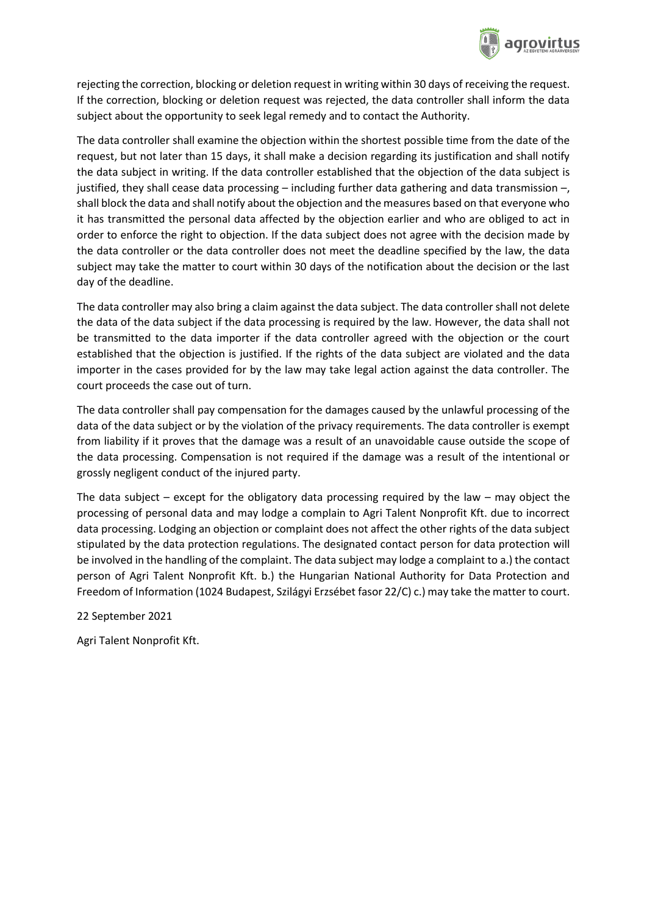rejecting the correction, blocking or deletion request in writing within 30 days of receiving the request. If the correction, blocking or deletion request was rejected, the data controller shall inform the data subject about the opportunity to seek legal remedy and to contact the Authority.

The data controller shall examine the objection within the shortest possible time from the date of the request, but not later than 15 days, it shall make a decision regarding its justification and shall notify the data subject in writing. If the data controller established that the objection of the data subject is justified, they shall cease data processing – including further data gathering and data transmission –, shall block the data and shall notify about the objection and the measures based on that everyone who it has transmitted the personal data affected by the objection earlier and who are obliged to act in order to enforce the right to objection. If the data subject does not agree with the decision made by the data controller or the data controller does not meet the deadline specified by the law, the data subject may take the matter to court within 30 days of the notification about the decision or the last day of the deadline.

The data controller may also bring a claim against the data subject. The data controller shall not delete the data of the data subject if the data processing is required by the law. However, the data shall not be transmitted to the data importer if the data controller agreed with the objection or the court established that the objection is justified. If the rights of the data subject are violated and the data importer in the cases provided for by the law may take legal action against the data controller. The court proceeds the case out of turn.

The data controller shall pay compensation for the damages caused by the unlawful processing of the data of the data subject or by the violation of the privacy requirements. The data controller is exempt from liability if it proves that the damage was a result of an unavoidable cause outside the scope of the data processing. Compensation is not required if the damage was a result of the intentional or grossly negligent conduct of the injured party.

The data subject – except for the obligatory data processing required by the law – may object the processing of personal data and may lodge a complain to Agri Talent Nonprofit Kft. due to incorrect data processing. Lodging an objection or complaint does not affect the other rights of the data subject stipulated by the data protection regulations. The designated contact person for data protection will be involved in the handling of the complaint. The data subject may lodge a complaint to a.) the contact person of Agri Talent Nonprofit Kft. b.) the Hungarian National Authority for Data Protection and Freedom of Information (1024 Budapest, Szilágyi Erzsébet fasor 22/C) c.) may take the matter to court.

22 September 2021

Agri Talent Nonprofit Kft.